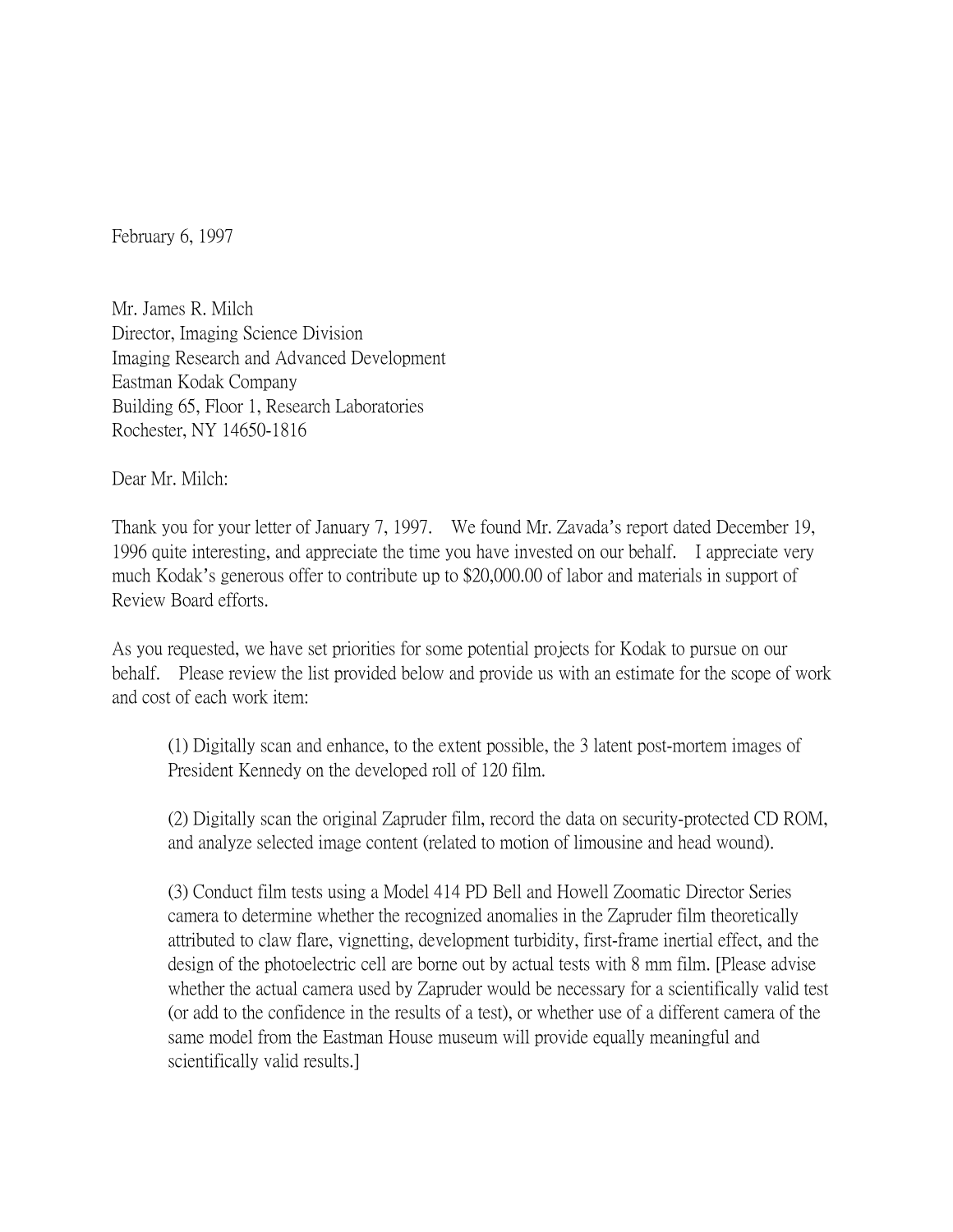February 6, 1997

Mr. James R. Milch
Director, Imaging Science Division
Imaging Research and Advanced Development
Eastman Kodak Company
Building 65, Floor 1, Research Laboratories
Rochester, NY 14650-1816

Dear Mr. Milch:

Thank you for your letter of January 7, 1997. We found Mr. Zavada's report dated December 19, 1996 quite interesting, and appreciate the time you have invested on our behalf. I appreciate very much Kodak's generous offer to contribute up to $20,000.00 of labor and materials in support of Review Board efforts.

As you requested, we have set priorities for some potential projects for Kodak to pursue on our behalf. Please review the list provided below and provide us with an estimate for the scope of work and cost of each work item:

> (1) Digitally scan and enhance, to the extent possible, the 3 latent post-mortem images of President Kennedy on the developed roll of 120 film.
>
> (2) Digitally scan the original Zapruder film, record the data on security-protected CD ROM, and analyze selected image content (related to motion of limousine and head wound).
>
> (3) Conduct film tests using a Model 414 PD Bell and Howell Zoomatic Director Series camera to determine whether the recognized anomalies in the Zapruder film theoretically attributed to claw flare, vignetting, development turbidity, first-frame inertial effect, and the design of the photoelectric cell are borne out by actual tests with 8 mm film. [Please advise whether the actual camera used by Zapruder would be necessary for a scientifically valid test (or add to the confidence in the results of a test), or whether use of a different camera of the same model from the Eastman House museum will provide equally meaningful and scientifically valid results.]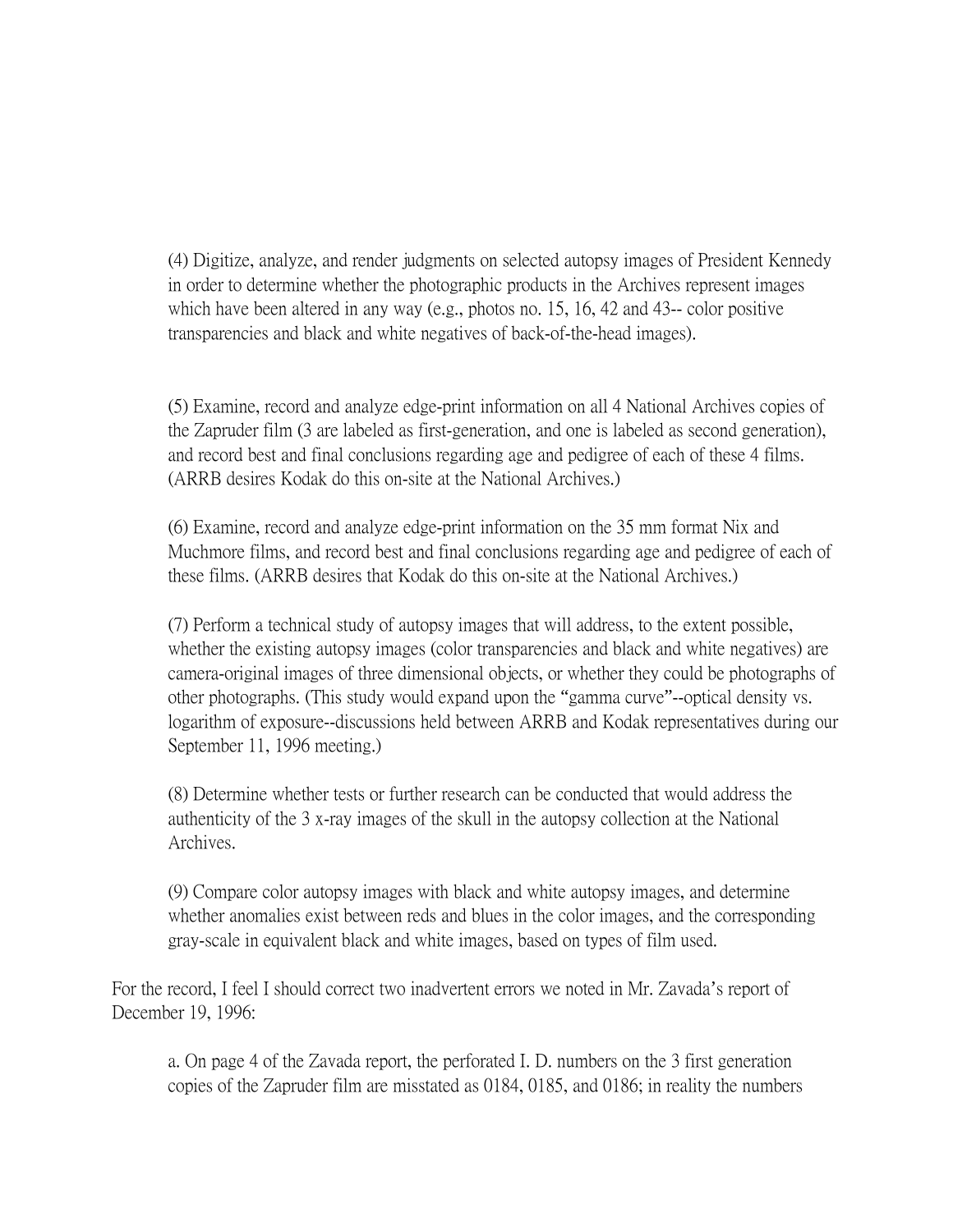(4) Digitize, analyze, and render judgments on selected autopsy images of President Kennedy in order to determine whether the photographic products in the Archives represent images which have been altered in any way (e.g., photos no. 15, 16, 42 and 43-- color positive transparencies and black and white negatives of back-of-the-head images).

(5) Examine, record and analyze edge-print information on all 4 National Archives copies of the Zapruder film (3 are labeled as first-generation, and one is labeled as second generation), and record best and final conclusions regarding age and pedigree of each of these 4 films. (ARRB desires Kodak do this on-site at the National Archives.)

(6) Examine, record and analyze edge-print information on the 35 mm format Nix and Muchmore films, and record best and final conclusions regarding age and pedigree of each of these films. (ARRB desires that Kodak do this on-site at the National Archives.)

(7) Perform a technical study of autopsy images that will address, to the extent possible, whether the existing autopsy images (color transparencies and black and white negatives) are camera-original images of three dimensional objects, or whether they could be photographs of other photographs. (This study would expand upon the "gamma curve"--optical density vs. logarithm of exposure--discussions held between ARRB and Kodak representatives during our September 11, 1996 meeting.)

(8) Determine whether tests or further research can be conducted that would address the authenticity of the 3 x-ray images of the skull in the autopsy collection at the National Archives.

(9) Compare color autopsy images with black and white autopsy images, and determine whether anomalies exist between reds and blues in the color images, and the corresponding gray-scale in equivalent black and white images, based on types of film used.

For the record, I feel I should correct two inadvertent errors we noted in Mr. Zavada's report of December 19, 1996:

a. On page 4 of the Zavada report, the perforated I. D. numbers on the 3 first generation copies of the Zapruder film are misstated as 0184, 0185, and 0186; in reality the numbers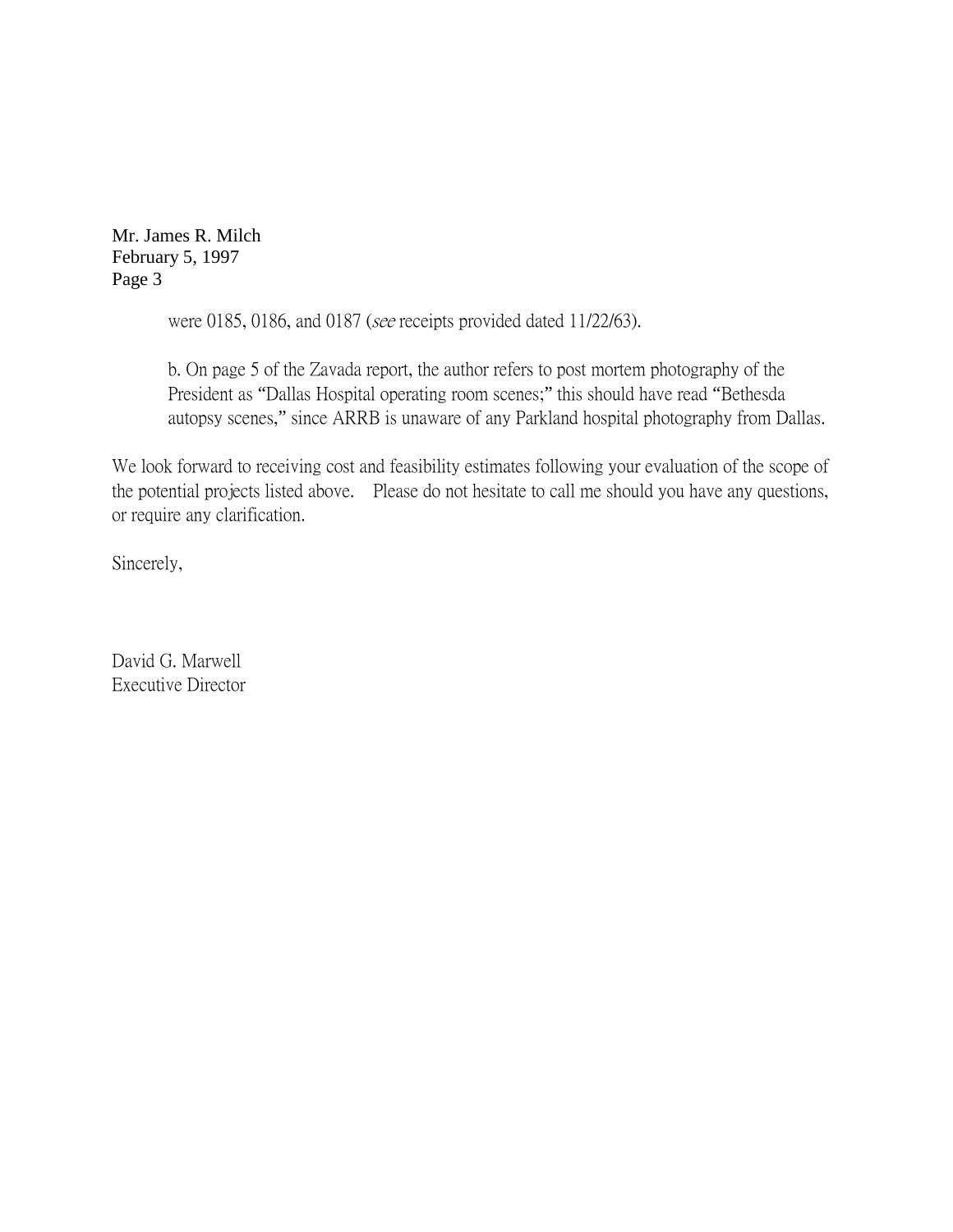Mr. James R. Milch
February 5, 1997
Page 3

were 0185, 0186, and 0187 (*see* receipts provided dated 11/22/63).

b. On page 5 of the Zavada report, the author refers to post mortem photography of the President as "Dallas Hospital operating room scenes;" this should have read "Bethesda autopsy scenes," since ARRB is unaware of any Parkland hospital photography from Dallas.

We look forward to receiving cost and feasibility estimates following your evaluation of the scope of the potential projects listed above. Please do not hesitate to call me should you have any questions, or require any clarification.

Sincerely,

David G. Marwell
Executive Director